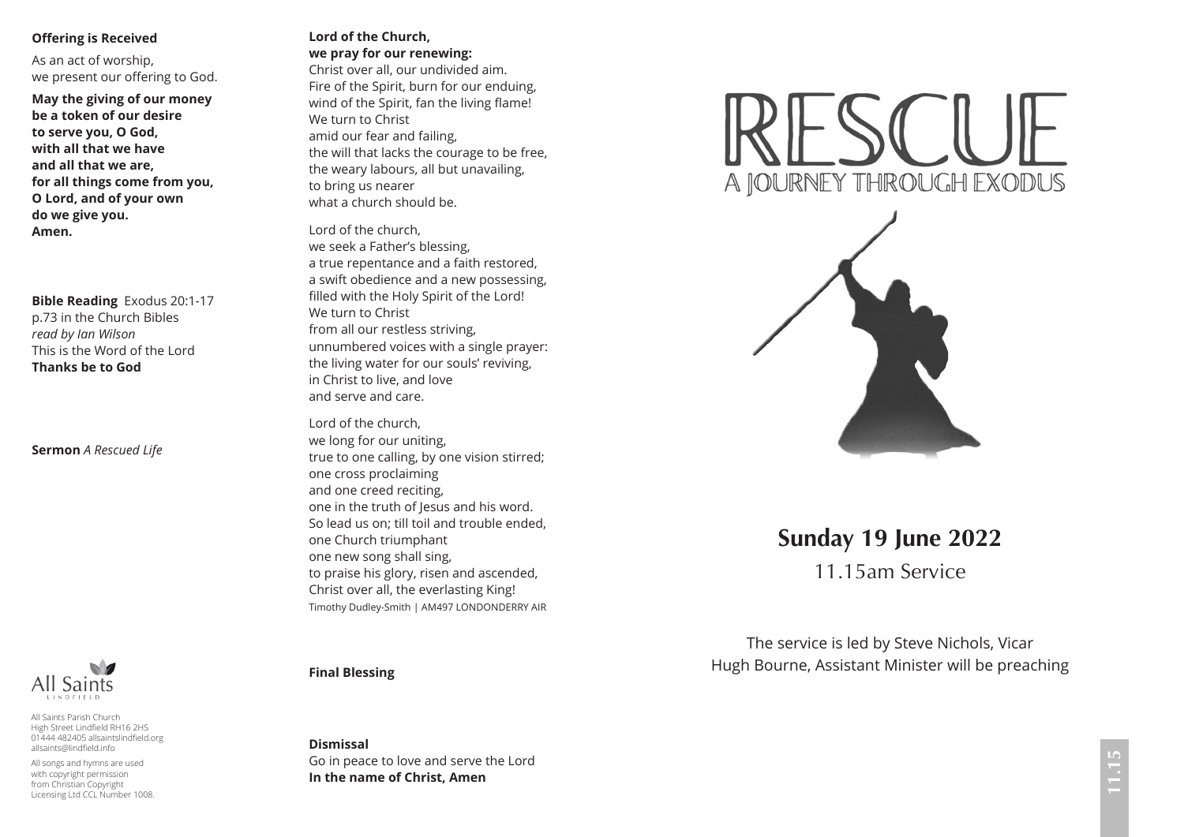**Offering is Received**

As an act of worship,
we present our offering to God.

**May the giving of our money**
**be a token of our desire**
**to serve you, O God,**
**with all that we have**
**and all that we are,**
**for all things come from you,**
**O Lord, and of your own**
**do we give you.**
**Amen.**

**Bible Reading** Exodus 20:1-17
p.73 in the Church Bibles
*read by Ian Wilson*
This is the Word of the Lord
**Thanks be to God**

**Sermon** *A Rescued Life*

All Saints
LINDFIELD

All Saints Parish Church
High Street Lindfield RH16 2HS
01444 482405 allsaintslindfield.org
allsaints@lindfield.info

All songs and hymns are used
with copyright permission
from Christian Copyright
Licensing Ltd CCL Number 1008.

**Lord of the Church,**
**we pray for our renewing:**
Christ over all, our undivided aim.
Fire of the Spirit, burn for our enduing,
wind of the Spirit, fan the living flame!
We turn to Christ
amid our fear and failing,
the will that lacks the courage to be free,
the weary labours, all but unavailing,
to bring us nearer
what a church should be.

Lord of the church,
we seek a Father's blessing,
a true repentance and a faith restored,
a swift obedience and a new possessing,
filled with the Holy Spirit of the Lord!
We turn to Christ
from all our restless striving,
unnumbered voices with a single prayer:
the living water for our souls' reviving,
in Christ to live, and love
and serve and care.

Lord of the church,
we long for our uniting,
true to one calling, by one vision stirred;
one cross proclaiming
and one creed reciting,
one in the truth of Jesus and his word.
So lead us on; till toil and trouble ended,
one Church triumphant
one new song shall sing,
to praise his glory, risen and ascended,
Christ over all, the everlasting King!
Timothy Dudley-Smith | AM497 LONDONDERRY AIR

**Final Blessing**

**Dismissal**
Go in peace to love and serve the Lord
**In the name of Christ, Amen**

# RESCUE
## A JOURNEY THROUGH EXODUS

## Sunday 19 June 2022
11.15am Service

The service is led by Steve Nichols, Vicar
Hugh Bourne, Assistant Minister will be preaching

11.15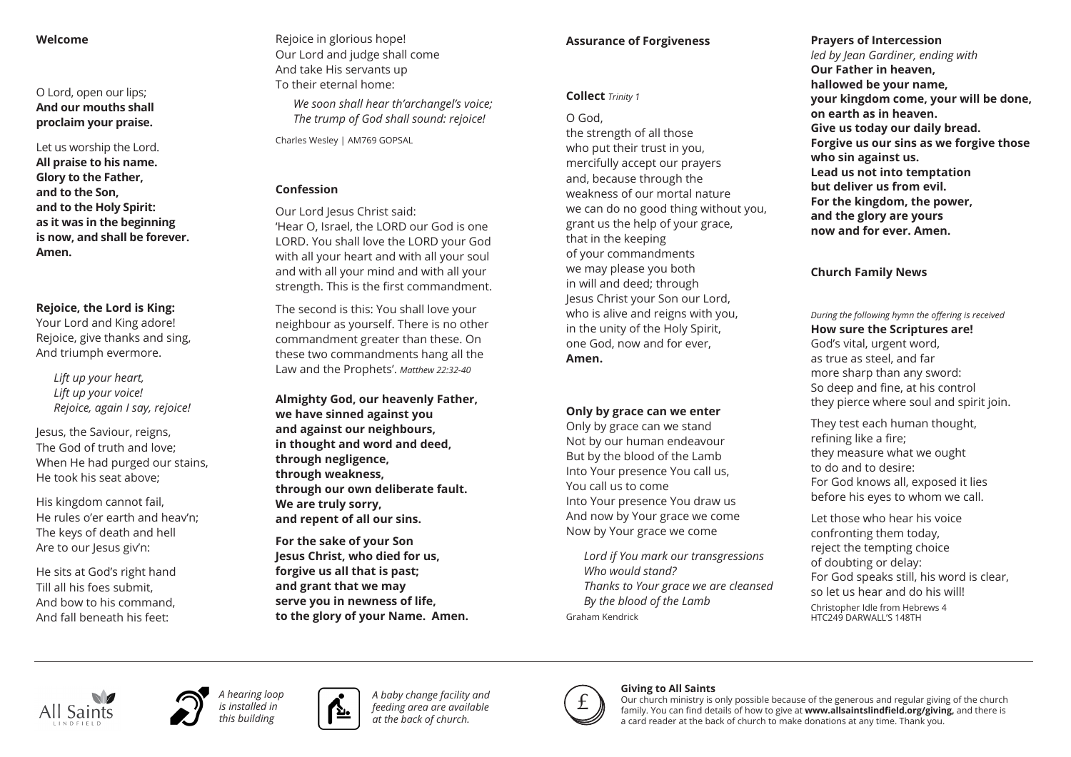**Welcome**

O Lord, open our lips;
**And our mouths shall proclaim your praise.**

Let us worship the Lord.
**All praise to his name.**
**Glory to the Father,**
**and to the Son,**
**and to the Holy Spirit:**
**as it was in the beginning**
**is now, and shall be forever.**
**Amen.**

**Rejoice, the Lord is King:**
Your Lord and King adore!
Rejoice, give thanks and sing,
And triumph evermore.

*Lift up your heart,*
*Lift up your voice!*
*Rejoice, again I say, rejoice!*

Jesus, the Saviour, reigns,
The God of truth and love;
When He had purged our stains,
He took his seat above;

His kingdom cannot fail,
He rules o'er earth and heav'n;
The keys of death and hell
Are to our Jesus giv'n:

He sits at God's right hand
Till all his foes submit,
And bow to his command,
And fall beneath his feet:

Rejoice in glorious hope!
Our Lord and judge shall come
And take His servants up
To their eternal home:

*We soon shall hear th'archangel's voice;*
*The trump of God shall sound: rejoice!*

Charles Wesley | AM769 GOPSAL

**Confession**

Our Lord Jesus Christ said:
'Hear O, Israel, the LORD our God is one LORD. You shall love the LORD your God with all your heart and with all your soul and with all your mind and with all your strength. This is the first commandment.

The second is this: You shall love your neighbour as yourself. There is no other commandment greater than these. On these two commandments hang all the Law and the Prophets'. *Matthew 22:32-40*

**Almighty God, our heavenly Father,**
**we have sinned against you**
**and against our neighbours,**
**in thought and word and deed,**
**through negligence,**
**through weakness,**
**through our own deliberate fault.**
**We are truly sorry,**
**and repent of all our sins.**

**For the sake of your Son**
**Jesus Christ, who died for us,**
**forgive us all that is past;**
**and grant that we may**
**serve you in newness of life,**
**to the glory of your Name. Amen.**

**Assurance of Forgiveness**

**Collect** *Trinity 1*

O God,
the strength of all those
who put their trust in you,
mercifully accept our prayers
and, because through the
weakness of our mortal nature
we can do no good thing without you,
grant us the help of your grace,
that in the keeping
of your commandments
we may please you both
in will and deed; through
Jesus Christ your Son our Lord,
who is alive and reigns with you,
in the unity of the Holy Spirit,
one God, now and for ever,
**Amen.**

**Only by grace can we enter**
Only by grace can we stand
Not by our human endeavour
But by the blood of the Lamb
Into Your presence You call us,
You call us to come
Into Your presence You draw us
And now by Your grace we come
Now by Your grace we come

*Lord if You mark our transgressions*
*Who would stand?*
*Thanks to Your grace we are cleansed*
*By the blood of the Lamb*

Graham Kendrick

**Prayers of Intercession**
*led by Jean Gardiner, ending with*
**Our Father in heaven,**
**hallowed be your name,**
**your kingdom come, your will be done,**
**on earth as in heaven.**
**Give us today our daily bread.**
**Forgive us our sins as we forgive those who sin against us.**
**Lead us not into temptation**
**but deliver us from evil.**
**For the kingdom, the power,**
**and the glory are yours**
**now and for ever. Amen.**

**Church Family News**

*During the following hymn the offering is received*
**How sure the Scriptures are!**
God's vital, urgent word,
as true as steel, and far
more sharp than any sword:
So deep and fine, at his control
they pierce where soul and spirit join.

They test each human thought,
refining like a fire;
they measure what we ought
to do and to desire:
For God knows all, exposed it lies
before his eyes to whom we call.

Let those who hear his voice
confronting them today,
reject the tempting choice
of doubting or delay:
For God speaks still, his word is clear,
so let us hear and do his will!

Christopher Idle from Hebrews 4
HTC249 DARWALL'S 148TH

All Saints LINDFIELD

*A hearing loop is installed in this building*

*A baby change facility and feeding area are available at the back of church.*

**Giving to All Saints**
Our church ministry is only possible because of the generous and regular giving of the church family. You can find details of how to give at **www.allsaintslindfield.org/giving,** and there is a card reader at the back of church to make donations at any time. Thank you.